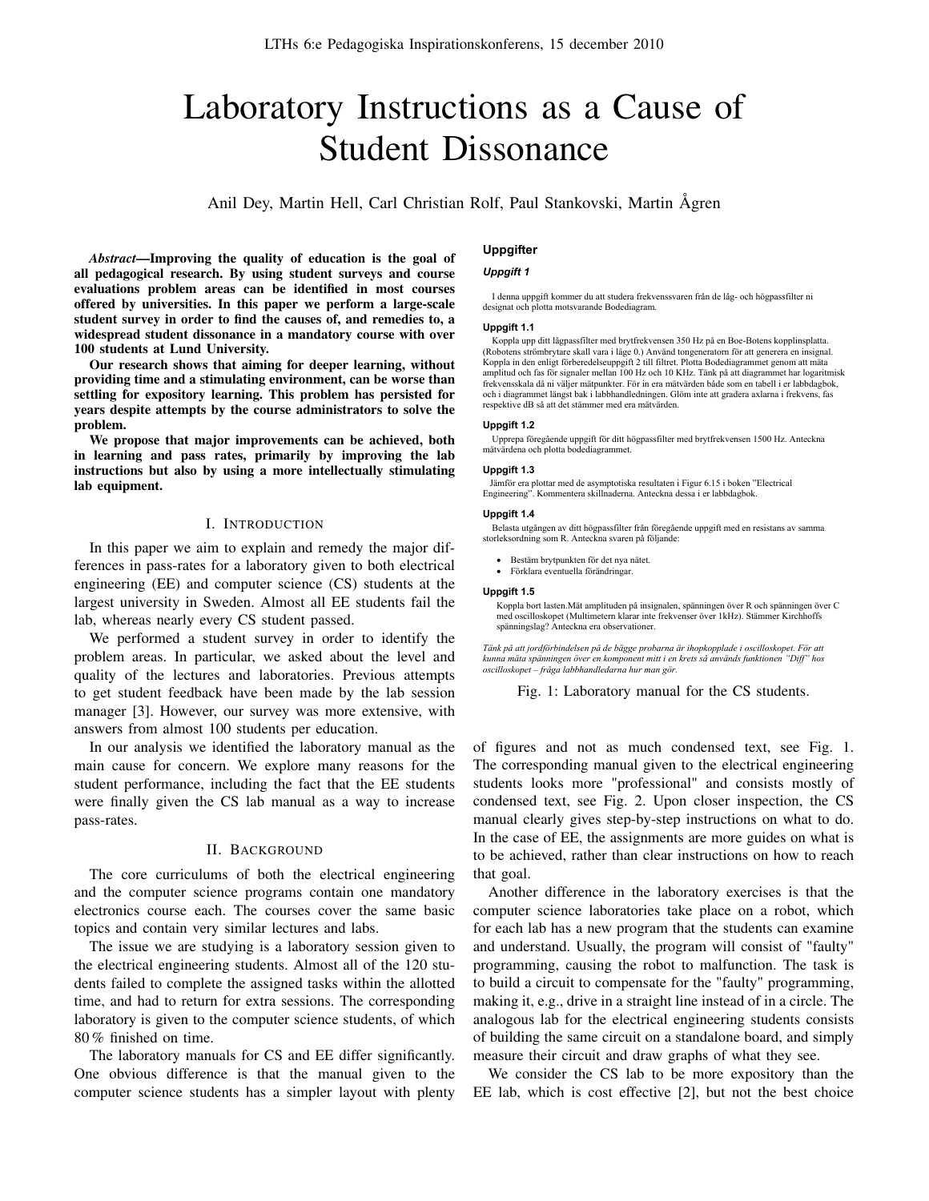# Laboratory Instructions as a Cause of Student Dissonance

Anil Dey, Martin Hell, Carl Christian Rolf, Paul Stankovski, Martin Ågren

***Abstract*—Improving the quality of education is the goal of all pedagogical research. By using student surveys and course evaluations problem areas can be identified in most courses offered by universities. In this paper we perform a large-scale student survey in order to find the causes of, and remedies to, a widespread student dissonance in a mandatory course with over 100 students at Lund University.**

**Our research shows that aiming for deeper learning, without providing time and a stimulating environment, can be worse than settling for expository learning. This problem has persisted for years despite attempts by the course administrators to solve the problem.**

**We propose that major improvements can be achieved, both in learning and pass rates, primarily by improving the lab instructions but also by using a more intellectually stimulating lab equipment.**

## I. Introduction

In this paper we aim to explain and remedy the major differences in pass-rates for a laboratory given to both electrical engineering (EE) and computer science (CS) students at the largest university in Sweden. Almost all EE students fail the lab, whereas nearly every CS student passed.

We performed a student survey in order to identify the problem areas. In particular, we asked about the level and quality of the lectures and laboratories. Previous attempts to get student feedback have been made by the lab session manager [3]. However, our survey was more extensive, with answers from almost 100 students per education.

In our analysis we identified the laboratory manual as the main cause for concern. We explore many reasons for the student performance, including the fact that the EE students were finally given the CS lab manual as a way to increase pass-rates.

## II. Background

The core curriculums of both the electrical engineering and the computer science programs contain one mandatory electronics course each. The courses cover the same basic topics and contain very similar lectures and labs.

The issue we are studying is a laboratory session given to the electrical engineering students. Almost all of the 120 students failed to complete the assigned tasks within the allotted time, and had to return for extra sessions. The corresponding laboratory is given to the computer science students, of which 80 % finished on time.

The laboratory manuals for CS and EE differ significantly. One obvious difference is that the manual given to the computer science students has a simpler layout with plenty of figures and not as much condensed text, see Fig. 1. The corresponding manual given to the electrical engineering students looks more "professional" and consists mostly of condensed text, see Fig. 2. Upon closer inspection, the CS manual clearly gives step-by-step instructions on what to do. In the case of EE, the assignments are more guides on what is to be achieved, rather than clear instructions on how to reach that goal.

**Uppgifter**

***Uppgift 1***

I denna uppgift kommer du att studera frekvenssvaren från de låg- och högpassfilter ni designat och plotta motsvarande Bodediagram.

**Uppgift 1.1**

Koppla upp ditt lågpassfilter med brytfrekvensen 350 Hz på en Boe-Botens kopplinsplatta. (Robotens strömbrytare skall vara i läge 0.) Använd tongeneratorn för att generera en insignal. Koppla in den enligt förberedelseuppgift 2 till filtret. Plotta Bodediagrammet genom att mäta amplitud och fas för signaler mellan 100 Hz och 10 KHz. Tänk på att diagrammet har logaritmisk frekvensskala då ni väljer mätpunkter. För in era mätvärden både som en tabell i er labbdagbok, och i diagrammet längst bak i labbhandledningen. Glöm inte att gradera axlarna i frekvens, fas respektive dB så att det stämmer med era mätvärden.

**Uppgift 1.2**

Upprepa föregående uppgift för ditt högpassfilter med brytfrekvensen 1500 Hz. Anteckna mätvärdena och plotta bodediagrammet.

**Uppgift 1.3**

Jämför era plottar med de asymptotiska resultaten i Figur 6.15 i boken "Electrical Engineering". Kommentera skillnaderna. Anteckna dessa i er labbdagbok.

**Uppgift 1.4**

Belasta utgången av ditt högpassfilter från föregående uppgift med en resistans av samma storleksordning som R. Anteckna svaren på följande:

- Bestäm brytpunkten för det nya nätet.
- Förklara eventuella förändringar.

**Uppgift 1.5**

Koppla bort lasten.Mät amplituden på insignalen, spänningen över R och spänningen över C med oscilloskopet (Multimetern klarar inte frekvenser över 1kHz). Stämmer Kirchhoffs spänningslag? Anteckna era observationer.

*Tänk på att jordförbindelsen på de bägge probarna är ihopkopplade i oscilloskopet. För att kunna mäta spänningen över en komponent mitt i en krets så används funktionen "Diff" hos oscilloskopet – fråga labbhandledarna hur man gör.*

Fig. 1: Laboratory manual for the CS students.

Another difference in the laboratory exercises is that the computer science laboratories take place on a robot, which for each lab has a new program that the students can examine and understand. Usually, the program will consist of "faulty" programming, causing the robot to malfunction. The task is to build a circuit to compensate for the "faulty" programming, making it, e.g., drive in a straight line instead of in a circle. The analogous lab for the electrical engineering students consists of building the same circuit on a standalone board, and simply measure their circuit and draw graphs of what they see.

We consider the CS lab to be more expository than the EE lab, which is cost effective [2], but not the best choice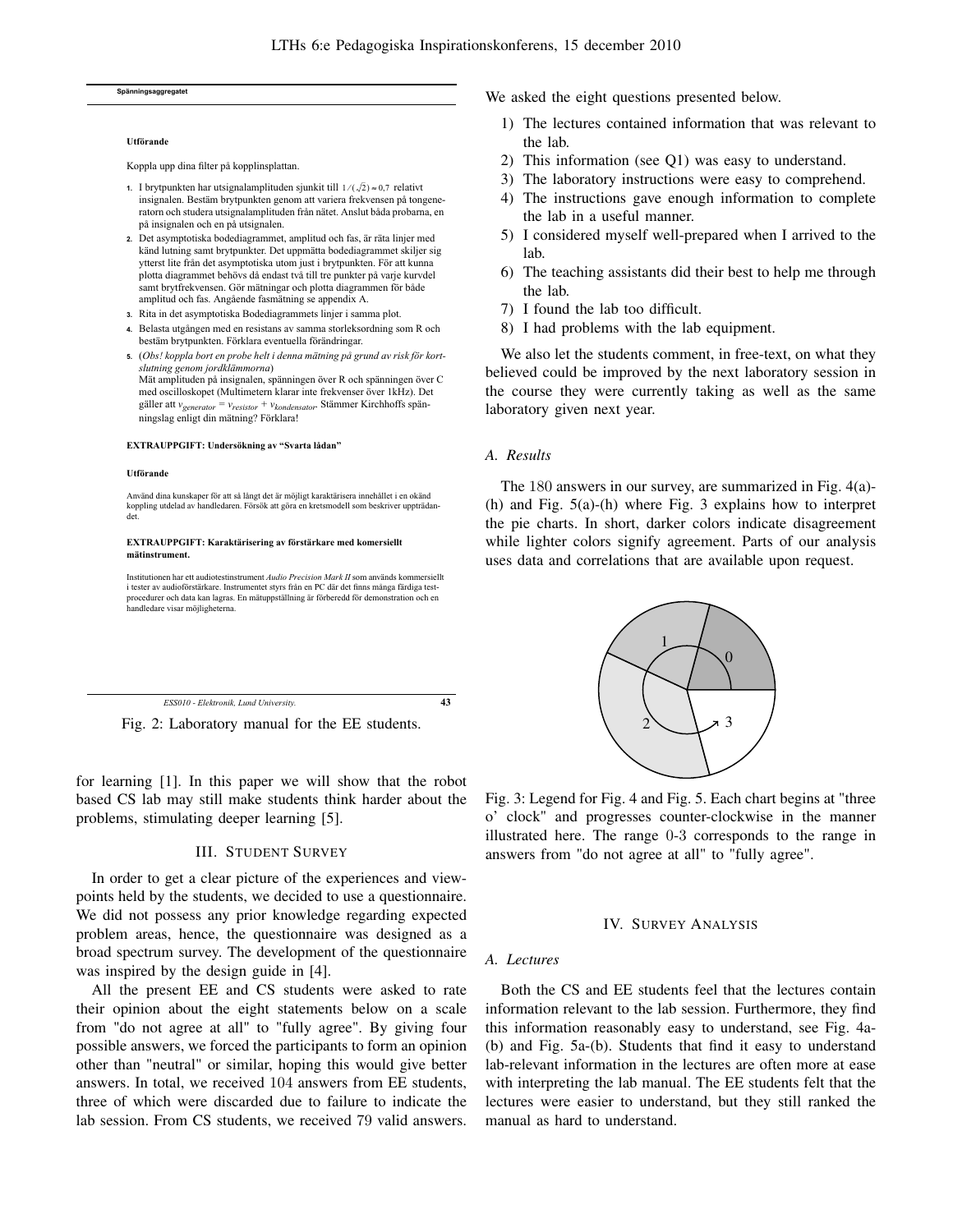Spänningsaggregatet

**Utförande**

Koppla upp dina filter på kopplinsplattan.

1. I brytpunkten har utsignalamplituden sjunkit till $1/(\sqrt{2}) \approx 0{,}7$ relativt insignalen. Bestäm brytpunkten genom att variera frekvensen på tongeneratorn och studera utsignalamplituden från nätet. Anslut båda probarna, en på insignalen och en på utsignalen.
2. Det asymptotiska bodediagrammet, amplitud och fas, är räta linjer med känd lutning samt brytpunkter. Det uppmätta bodediagrammet skiljer sig ytterst lite från det asymptotiska utom just i brytpunkten. För att kunna plotta diagrammet behövs då endast två till tre punkter på varje kurvdel samt brytfrekvensen. Gör mätningar och plotta diagrammen för både amplitud och fas. Angående fasmätning se appendix A.
3. Rita in det asymptotiska Bodediagrammets linjer i samma plot.
4. Belasta utgången med en resistans av samma storleksordning som R och bestäm brytpunkten. Förklara eventuella förändringar.
5. (*Obs! koppla bort en probe helt i denna mätning på grund av risk för kortslutning genom jordklämmorna*)
   Mät amplituden på insignalen, spänningen över R och spänningen över C med oscilloskopet (Multimetern klarar inte frekvenser över 1kHz). Det gäller att $v_{generator} = v_{resistor} + v_{kondensator}$. Stämmer Kirchhoffs spänningslag enligt din mätning? Förklara!

**EXTRAUPPGIFT: Undersökning av "Svarta lådan"**

**Utförande**

Använd dina kunskaper för att så långt det är möjligt karaktärisera innehållet i en okänd koppling utdelad av handledaren. Försök att göra en kretsmodell som beskriver uppträdandet.

**EXTRAUPPGIFT: Karaktärisering av förstärkare med komersiellt mätinstrument.**

Institutionen har ett audiotestinstrument *Audio Precision Mark II* som används kommersiellt i tester av audioförstärkare. Instrumentet styrs från en PC där det finns många färdiga testprocedurer och data kan lagras. En mätuppställning är förberedd för demonstration och en handledare visar möjligheterna.

*ESS010 - Elektronik, Lund University.* 43

Fig. 2: Laboratory manual for the EE students.

for learning [1]. In this paper we will show that the robot based CS lab may still make students think harder about the problems, stimulating deeper learning [5].

## III. Student Survey

In order to get a clear picture of the experiences and viewpoints held by the students, we decided to use a questionnaire. We did not possess any prior knowledge regarding expected problem areas, hence, the questionnaire was designed as a broad spectrum survey. The development of the questionnaire was inspired by the design guide in [4].

All the present EE and CS students were asked to rate their opinion about the eight statements below on a scale from "do not agree at all" to "fully agree". By giving four possible answers, we forced the participants to form an opinion other than "neutral" or similar, hoping this would give better answers. In total, we received 104 answers from EE students, three of which were discarded due to failure to indicate the lab session. From CS students, we received 79 valid answers.

We asked the eight questions presented below.

1) The lectures contained information that was relevant to the lab.
2) This information (see Q1) was easy to understand.
3) The laboratory instructions were easy to comprehend.
4) The instructions gave enough information to complete the lab in a useful manner.
5) I considered myself well-prepared when I arrived to the lab.
6) The teaching assistants did their best to help me through the lab.
7) I found the lab too difficult.
8) I had problems with the lab equipment.

We also let the students comment, in free-text, on what they believed could be improved by the next laboratory session in the course they were currently taking as well as the same laboratory given next year.

### A. Results

The 180 answers in our survey, are summarized in Fig. 4(a)-(h) and Fig. 5(a)-(h) where Fig. 3 explains how to interpret the pie charts. In short, darker colors indicate disagreement while lighter colors signify agreement. Parts of our analysis uses data and correlations that are available upon request.

Fig. 3: Legend for Fig. 4 and Fig. 5. Each chart begins at "three o' clock" and progresses counter-clockwise in the manner illustrated here. The range 0-3 corresponds to the range in answers from "do not agree at all" to "fully agree".

## IV. Survey Analysis

### A. Lectures

Both the CS and EE students feel that the lectures contain information relevant to the lab session. Furthermore, they find this information reasonably easy to understand, see Fig. 4a-(b) and Fig. 5a-(b). Students that find it easy to understand lab-relevant information in the lectures are often more at ease with interpreting the lab manual. The EE students felt that the lectures were easier to understand, but they still ranked the manual as hard to understand.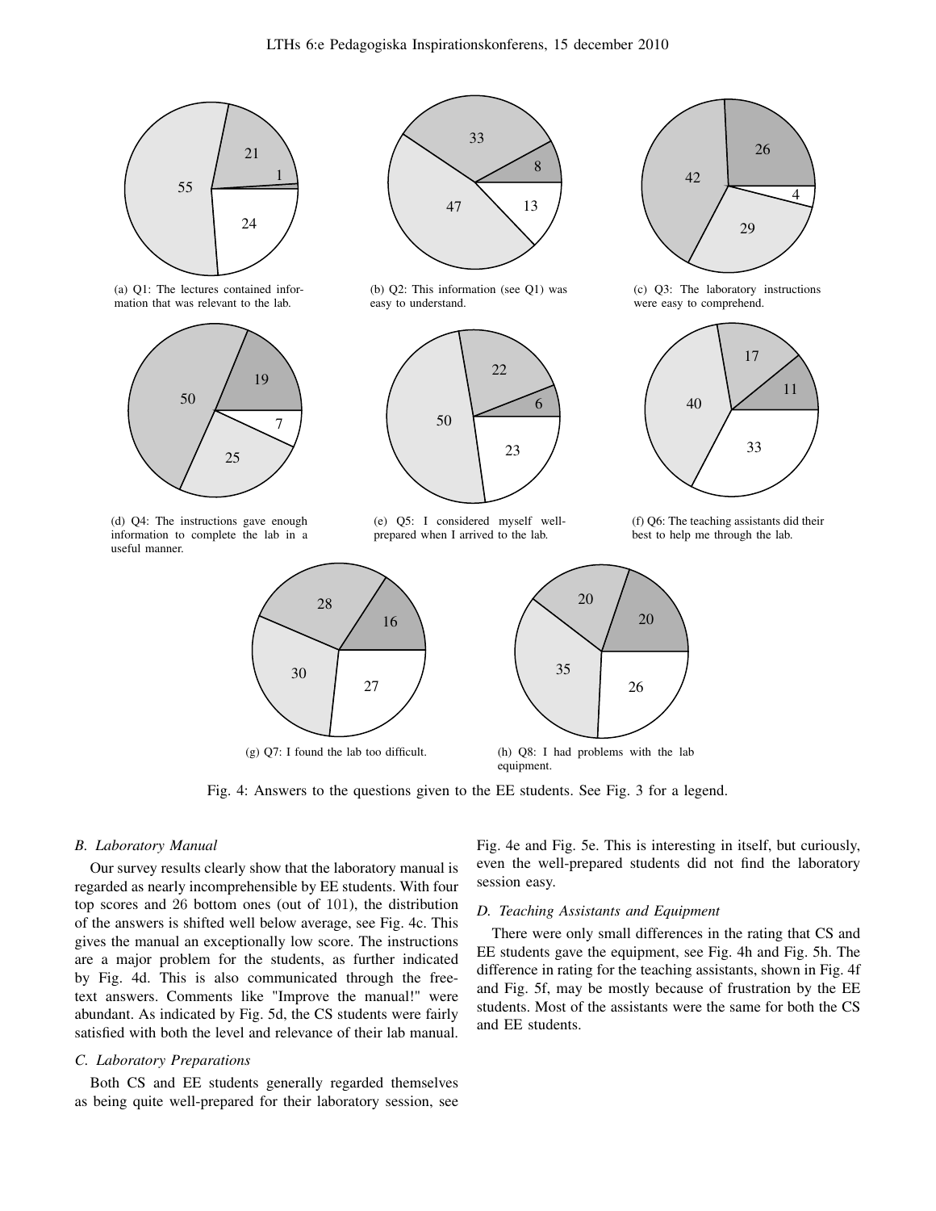(a) Q1: The lectures contained information that was relevant to the lab.

(b) Q2: This information (see Q1) was easy to understand.

(c) Q3: The laboratory instructions were easy to comprehend.

(d) Q4: The instructions gave enough information to complete the lab in a useful manner.

(e) Q5: I considered myself well-prepared when I arrived to the lab.

(f) Q6: The teaching assistants did their best to help me through the lab.

(g) Q7: I found the lab too difficult.

(h) Q8: I had problems with the lab equipment.

Fig. 4: Answers to the questions given to the EE students. See Fig. 3 for a legend.

### B. Laboratory Manual

Our survey results clearly show that the laboratory manual is regarded as nearly incomprehensible by EE students. With four top scores and 26 bottom ones (out of 101), the distribution of the answers is shifted well below average, see Fig. 4c. This gives the manual an exceptionally low score. The instructions are a major problem for the students, as further indicated by Fig. 4d. This is also communicated through the free-text answers. Comments like "Improve the manual!" were abundant. As indicated by Fig. 5d, the CS students were fairly satisfied with both the level and relevance of their lab manual.

### C. Laboratory Preparations

Both CS and EE students generally regarded themselves as being quite well-prepared for their laboratory session, see Fig. 4e and Fig. 5e. This is interesting in itself, but curiously, even the well-prepared students did not find the laboratory session easy.

### D. Teaching Assistants and Equipment

There were only small differences in the rating that CS and EE students gave the equipment, see Fig. 4h and Fig. 5h. The difference in rating for the teaching assistants, shown in Fig. 4f and Fig. 5f, may be mostly because of frustration by the EE students. Most of the assistants were the same for both the CS and EE students.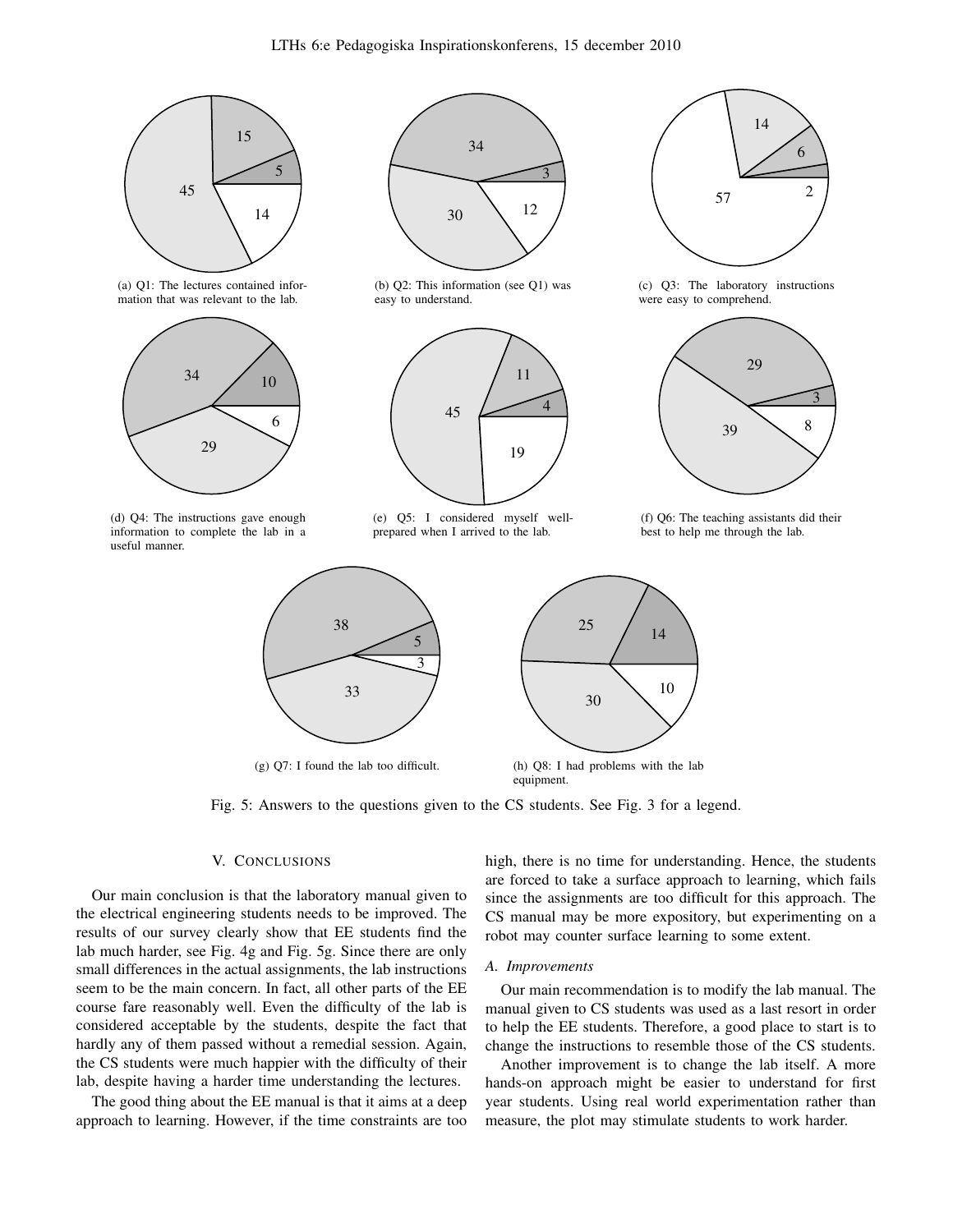(a) Q1: The lectures contained information that was relevant to the lab.

(b) Q2: This information (see Q1) was easy to understand.

(c) Q3: The laboratory instructions were easy to comprehend.

(d) Q4: The instructions gave enough information to complete the lab in a useful manner.

(e) Q5: I considered myself well-prepared when I arrived to the lab.

(f) Q6: The teaching assistants did their best to help me through the lab.

(g) Q7: I found the lab too difficult.

(h) Q8: I had problems with the lab equipment.

Fig. 5: Answers to the questions given to the CS students. See Fig. 3 for a legend.

## V. Conclusions

Our main conclusion is that the laboratory manual given to the electrical engineering students needs to be improved. The results of our survey clearly show that EE students find the lab much harder, see Fig. 4g and Fig. 5g. Since there are only small differences in the actual assignments, the lab instructions seem to be the main concern. In fact, all other parts of the EE course fare reasonably well. Even the difficulty of the lab is considered acceptable by the students, despite the fact that hardly any of them passed without a remedial session. Again, the CS students were much happier with the difficulty of their lab, despite having a harder time understanding the lectures.

The good thing about the EE manual is that it aims at a deep approach to learning. However, if the time constraints are too high, there is no time for understanding. Hence, the students are forced to take a surface approach to learning, which fails since the assignments are too difficult for this approach. The CS manual may be more expository, but experimenting on a robot may counter surface learning to some extent.

### A. Improvements

Our main recommendation is to modify the lab manual. The manual given to CS students was used as a last resort in order to help the EE students. Therefore, a good place to start is to change the instructions to resemble those of the CS students.

Another improvement is to change the lab itself. A more hands-on approach might be easier to understand for first year students. Using real world experimentation rather than measure, the plot may stimulate students to work harder.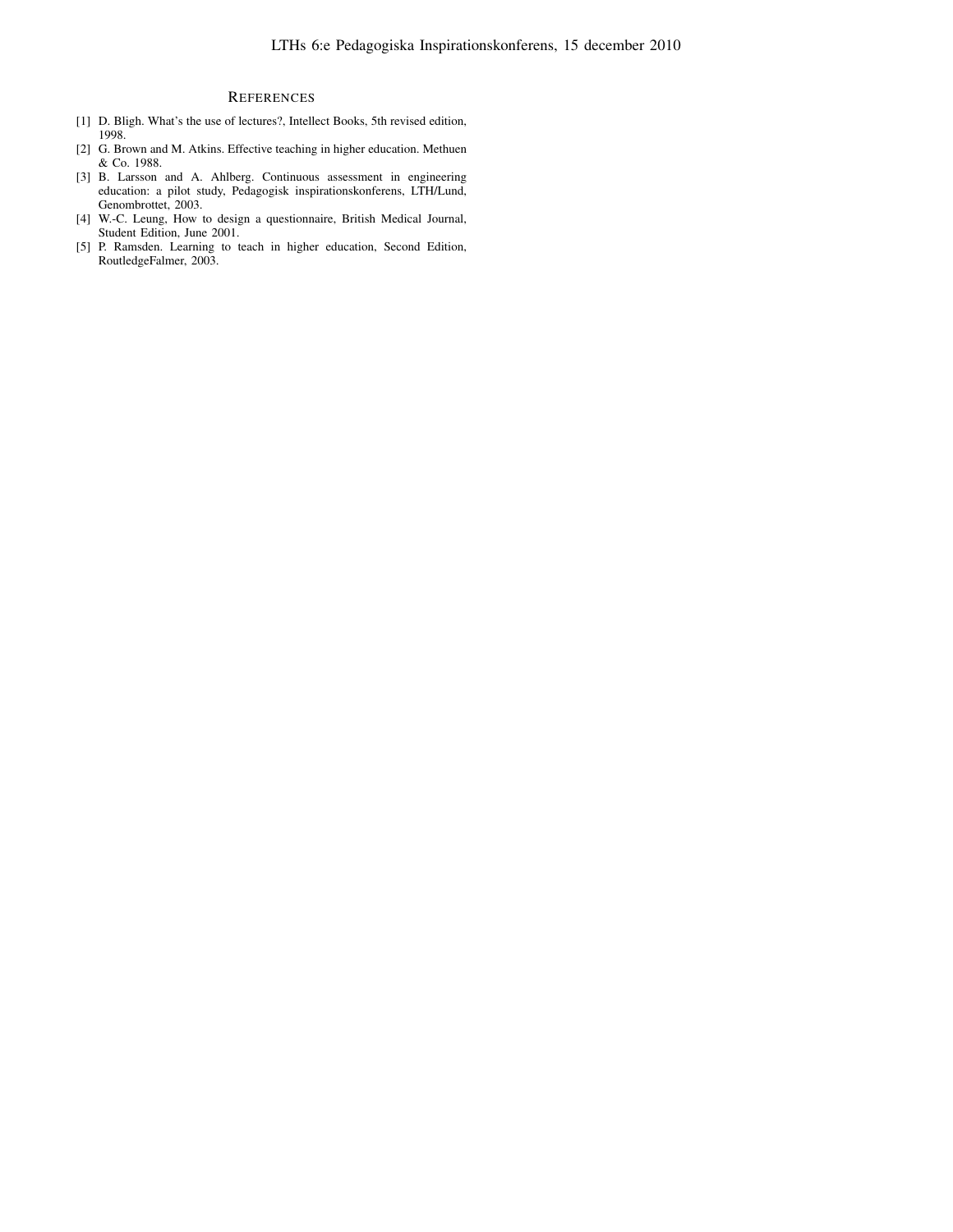## References

[1] D. Bligh. What's the use of lectures?, Intellect Books, 5th revised edition, 1998.

[2] G. Brown and M. Atkins. Effective teaching in higher education. Methuen & Co. 1988.

[3] B. Larsson and A. Ahlberg. Continuous assessment in engineering education: a pilot study, Pedagogisk inspirationskonferens, LTH/Lund, Genombrottet, 2003.

[4] W.-C. Leung, How to design a questionnaire, British Medical Journal, Student Edition, June 2001.

[5] P. Ramsden. Learning to teach in higher education, Second Edition, RoutledgeFalmer, 2003.